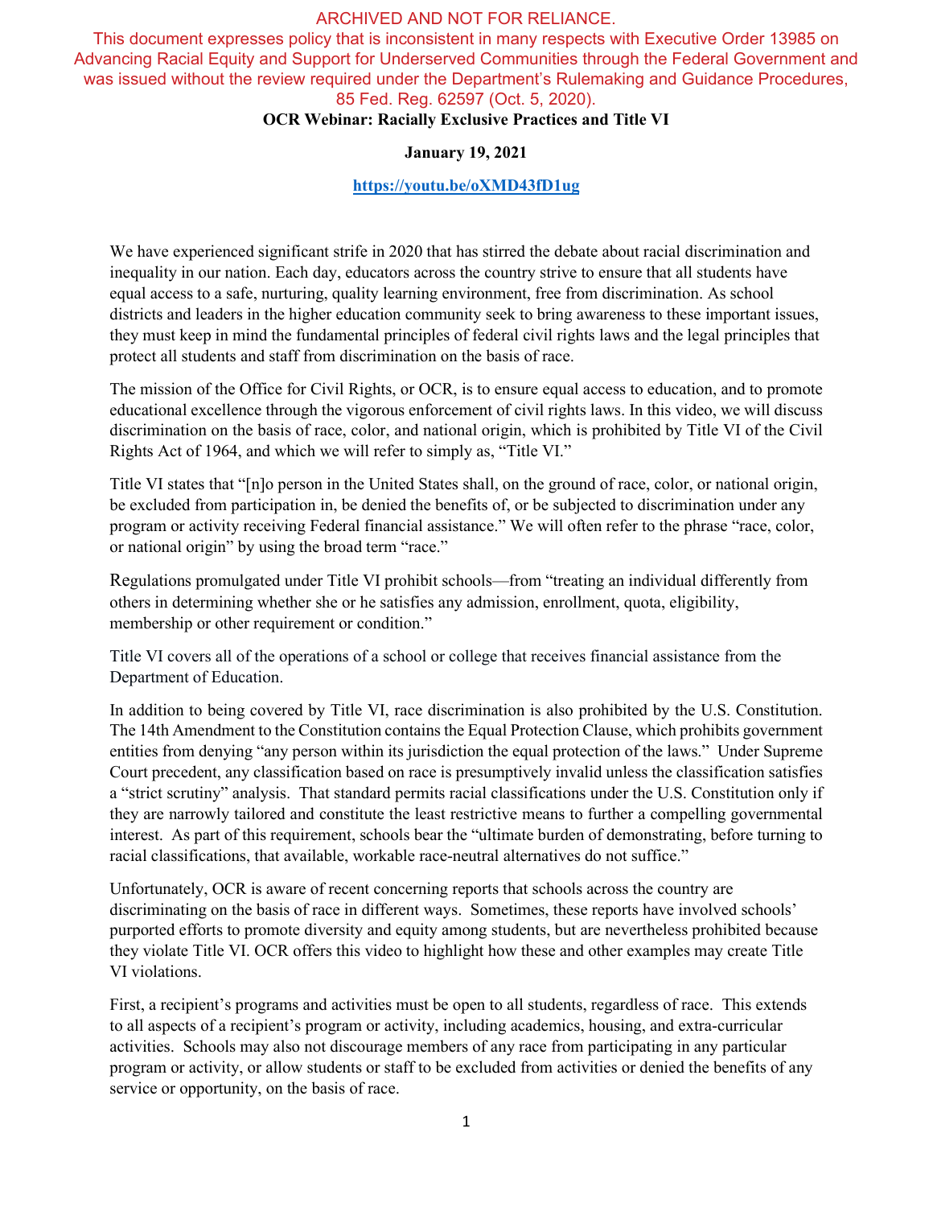ARCHIVED AND NOT FOR RELIANCE.
This document expresses policy that is inconsistent in many respects with Executive Order 13985 on Advancing Racial Equity and Support for Underserved Communities through the Federal Government and was issued without the review required under the Department's Rulemaking and Guidance Procedures, 85 Fed. Reg. 62597 (Oct. 5, 2020).

**OCR Webinar: Racially Exclusive Practices and Title VI**

**January 19, 2021**

**https://youtu.be/oXMD43fD1ug**

We have experienced significant strife in 2020 that has stirred the debate about racial discrimination and inequality in our nation. Each day, educators across the country strive to ensure that all students have equal access to a safe, nurturing, quality learning environment, free from discrimination. As school districts and leaders in the higher education community seek to bring awareness to these important issues, they must keep in mind the fundamental principles of federal civil rights laws and the legal principles that protect all students and staff from discrimination on the basis of race.

The mission of the Office for Civil Rights, or OCR, is to ensure equal access to education, and to promote educational excellence through the vigorous enforcement of civil rights laws. In this video, we will discuss discrimination on the basis of race, color, and national origin, which is prohibited by Title VI of the Civil Rights Act of 1964, and which we will refer to simply as, "Title VI."

Title VI states that "[n]o person in the United States shall, on the ground of race, color, or national origin, be excluded from participation in, be denied the benefits of, or be subjected to discrimination under any program or activity receiving Federal financial assistance." We will often refer to the phrase "race, color, or national origin" by using the broad term "race."

Regulations promulgated under Title VI prohibit schools—from "treating an individual differently from others in determining whether she or he satisfies any admission, enrollment, quota, eligibility, membership or other requirement or condition."

Title VI covers all of the operations of a school or college that receives financial assistance from the Department of Education.

In addition to being covered by Title VI, race discrimination is also prohibited by the U.S. Constitution. The 14th Amendment to the Constitution contains the Equal Protection Clause, which prohibits government entities from denying "any person within its jurisdiction the equal protection of the laws." Under Supreme Court precedent, any classification based on race is presumptively invalid unless the classification satisfies a "strict scrutiny" analysis. That standard permits racial classifications under the U.S. Constitution only if they are narrowly tailored and constitute the least restrictive means to further a compelling governmental interest. As part of this requirement, schools bear the "ultimate burden of demonstrating, before turning to racial classifications, that available, workable race-neutral alternatives do not suffice."

Unfortunately, OCR is aware of recent concerning reports that schools across the country are discriminating on the basis of race in different ways. Sometimes, these reports have involved schools' purported efforts to promote diversity and equity among students, but are nevertheless prohibited because they violate Title VI. OCR offers this video to highlight how these and other examples may create Title VI violations.

First, a recipient's programs and activities must be open to all students, regardless of race. This extends to all aspects of a recipient's program or activity, including academics, housing, and extra-curricular activities. Schools may also not discourage members of any race from participating in any particular program or activity, or allow students or staff to be excluded from activities or denied the benefits of any service or opportunity, on the basis of race.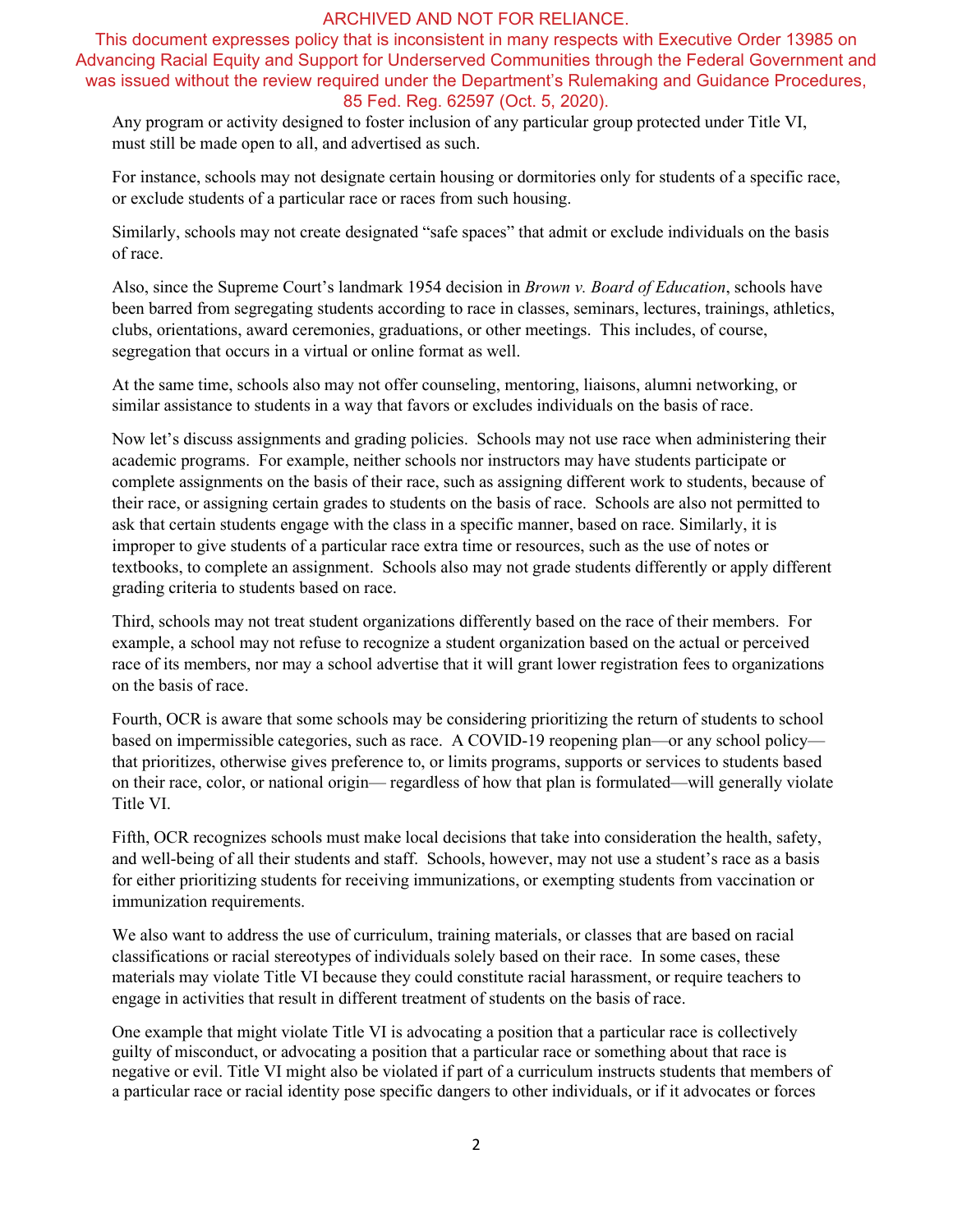ARCHIVED AND NOT FOR RELIANCE.
This document expresses policy that is inconsistent in many respects with Executive Order 13985 on Advancing Racial Equity and Support for Underserved Communities through the Federal Government and was issued without the review required under the Department's Rulemaking and Guidance Procedures, 85 Fed. Reg. 62597 (Oct. 5, 2020).

Any program or activity designed to foster inclusion of any particular group protected under Title VI, must still be made open to all, and advertised as such.

For instance, schools may not designate certain housing or dormitories only for students of a specific race, or exclude students of a particular race or races from such housing.

Similarly, schools may not create designated "safe spaces" that admit or exclude individuals on the basis of race.

Also, since the Supreme Court's landmark 1954 decision in *Brown v. Board of Education*, schools have been barred from segregating students according to race in classes, seminars, lectures, trainings, athletics, clubs, orientations, award ceremonies, graduations, or other meetings. This includes, of course, segregation that occurs in a virtual or online format as well.

At the same time, schools also may not offer counseling, mentoring, liaisons, alumni networking, or similar assistance to students in a way that favors or excludes individuals on the basis of race.

Now let's discuss assignments and grading policies. Schools may not use race when administering their academic programs. For example, neither schools nor instructors may have students participate or complete assignments on the basis of their race, such as assigning different work to students, because of their race, or assigning certain grades to students on the basis of race. Schools are also not permitted to ask that certain students engage with the class in a specific manner, based on race. Similarly, it is improper to give students of a particular race extra time or resources, such as the use of notes or textbooks, to complete an assignment. Schools also may not grade students differently or apply different grading criteria to students based on race.

Third, schools may not treat student organizations differently based on the race of their members. For example, a school may not refuse to recognize a student organization based on the actual or perceived race of its members, nor may a school advertise that it will grant lower registration fees to organizations on the basis of race.

Fourth, OCR is aware that some schools may be considering prioritizing the return of students to school based on impermissible categories, such as race. A COVID-19 reopening plan—or any school policy—that prioritizes, otherwise gives preference to, or limits programs, supports or services to students based on their race, color, or national origin— regardless of how that plan is formulated—will generally violate Title VI.

Fifth, OCR recognizes schools must make local decisions that take into consideration the health, safety, and well-being of all their students and staff. Schools, however, may not use a student's race as a basis for either prioritizing students for receiving immunizations, or exempting students from vaccination or immunization requirements.

We also want to address the use of curriculum, training materials, or classes that are based on racial classifications or racial stereotypes of individuals solely based on their race. In some cases, these materials may violate Title VI because they could constitute racial harassment, or require teachers to engage in activities that result in different treatment of students on the basis of race.

One example that might violate Title VI is advocating a position that a particular race is collectively guilty of misconduct, or advocating a position that a particular race or something about that race is negative or evil. Title VI might also be violated if part of a curriculum instructs students that members of a particular race or racial identity pose specific dangers to other individuals, or if it advocates or forces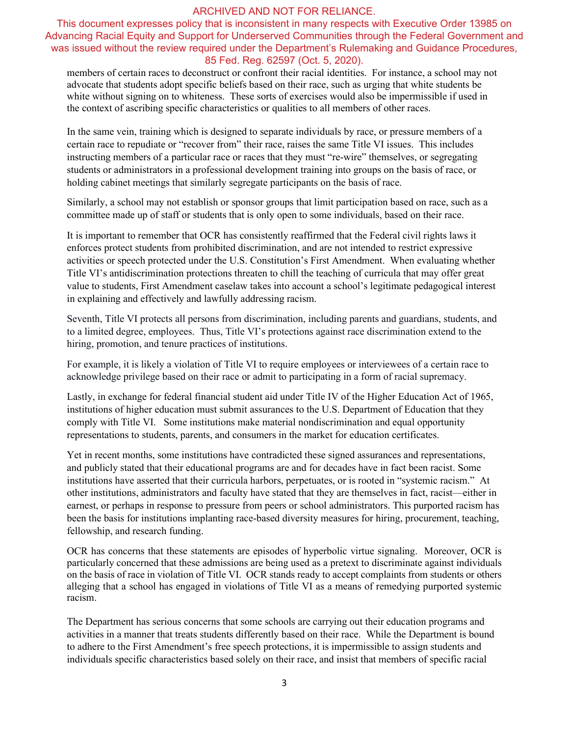ARCHIVED AND NOT FOR RELIANCE.
This document expresses policy that is inconsistent in many respects with Executive Order 13985 on Advancing Racial Equity and Support for Underserved Communities through the Federal Government and was issued without the review required under the Department's Rulemaking and Guidance Procedures, 85 Fed. Reg. 62597 (Oct. 5, 2020).

members of certain races to deconstruct or confront their racial identities. For instance, a school may not advocate that students adopt specific beliefs based on their race, such as urging that white students be white without signing on to whiteness. These sorts of exercises would also be impermissible if used in the context of ascribing specific characteristics or qualities to all members of other races.

In the same vein, training which is designed to separate individuals by race, or pressure members of a certain race to repudiate or "recover from" their race, raises the same Title VI issues. This includes instructing members of a particular race or races that they must "re-wire" themselves, or segregating students or administrators in a professional development training into groups on the basis of race, or holding cabinet meetings that similarly segregate participants on the basis of race.

Similarly, a school may not establish or sponsor groups that limit participation based on race, such as a committee made up of staff or students that is only open to some individuals, based on their race.

It is important to remember that OCR has consistently reaffirmed that the Federal civil rights laws it enforces protect students from prohibited discrimination, and are not intended to restrict expressive activities or speech protected under the U.S. Constitution's First Amendment. When evaluating whether Title VI's antidiscrimination protections threaten to chill the teaching of curricula that may offer great value to students, First Amendment caselaw takes into account a school's legitimate pedagogical interest in explaining and effectively and lawfully addressing racism.

Seventh, Title VI protects all persons from discrimination, including parents and guardians, students, and to a limited degree, employees. Thus, Title VI's protections against race discrimination extend to the hiring, promotion, and tenure practices of institutions.

For example, it is likely a violation of Title VI to require employees or interviewees of a certain race to acknowledge privilege based on their race or admit to participating in a form of racial supremacy.

Lastly, in exchange for federal financial student aid under Title IV of the Higher Education Act of 1965, institutions of higher education must submit assurances to the U.S. Department of Education that they comply with Title VI. Some institutions make material nondiscrimination and equal opportunity representations to students, parents, and consumers in the market for education certificates.

Yet in recent months, some institutions have contradicted these signed assurances and representations, and publicly stated that their educational programs are and for decades have in fact been racist. Some institutions have asserted that their curricula harbors, perpetuates, or is rooted in "systemic racism." At other institutions, administrators and faculty have stated that they are themselves in fact, racist—either in earnest, or perhaps in response to pressure from peers or school administrators. This purported racism has been the basis for institutions implanting race-based diversity measures for hiring, procurement, teaching, fellowship, and research funding.

OCR has concerns that these statements are episodes of hyperbolic virtue signaling. Moreover, OCR is particularly concerned that these admissions are being used as a pretext to discriminate against individuals on the basis of race in violation of Title VI. OCR stands ready to accept complaints from students or others alleging that a school has engaged in violations of Title VI as a means of remedying purported systemic racism.

The Department has serious concerns that some schools are carrying out their education programs and activities in a manner that treats students differently based on their race. While the Department is bound to adhere to the First Amendment's free speech protections, it is impermissible to assign students and individuals specific characteristics based solely on their race, and insist that members of specific racial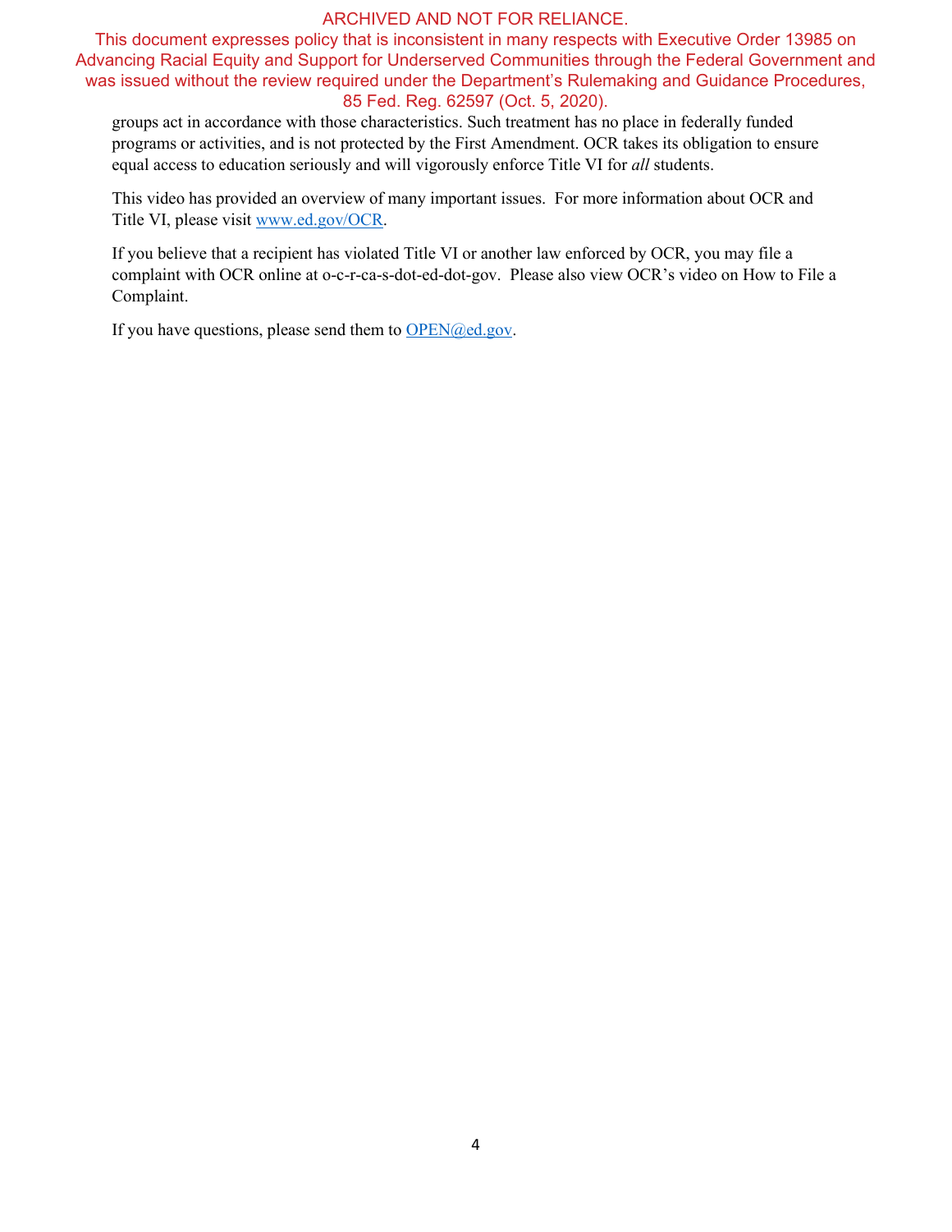groups act in accordance with those characteristics. Such treatment has no place in federally funded programs or activities, and is not protected by the First Amendment. OCR takes its obligation to ensure equal access to education seriously and will vigorously enforce Title VI for *all* students.

This video has provided an overview of many important issues. For more information about OCR and Title VI, please visit [www.ed.gov/OCR](http://www.ed.gov/OCR).

If you believe that a recipient has violated Title VI or another law enforced by OCR, you may file a complaint with OCR online at o-c-r-ca-s-dot-ed-dot-gov. Please also view OCR's video on How to File a Complaint.

If you have questions, please send them to [OPEN@ed.gov](mailto:OPEN@ed.gov).